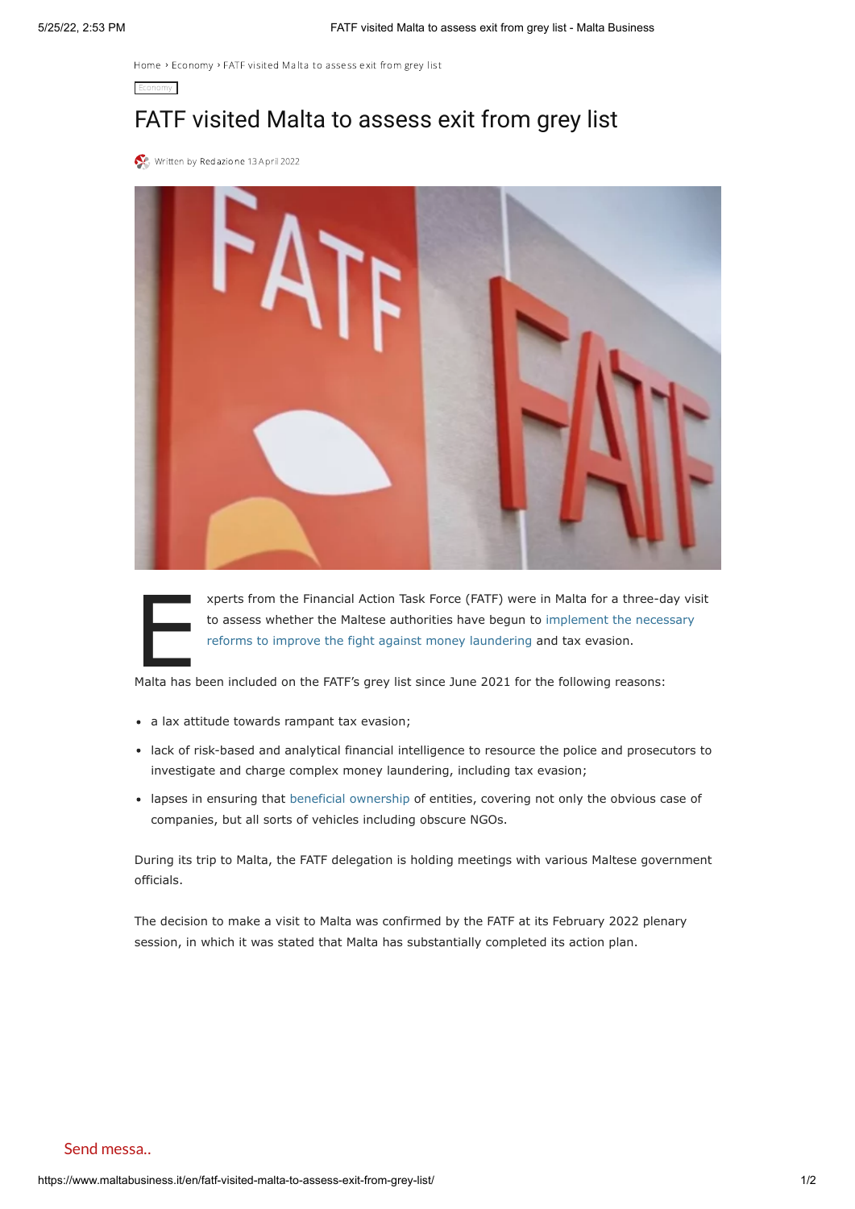Home › Economy › FATF visited Malta to assess exit from grey list

Economy

# FATF visited Malta to assess exit from grey list

Written by Redazione 13 April 2022

Experts from the Financial Action Task Force (FATF) were in Malta for a three-day visit to assess whether the Maltese authorities have begun to implement the necessary reforms to improve the fight against money laundering and tax evasion.

Malta has been included on the FATF's grey list since June 2021 for the following reasons:

- a lax attitude towards rampant tax evasion;
- lack of risk-based and analytical financial intelligence to resource the police and prosecutors to investigate and charge complex money laundering, including tax evasion;
- lapses in ensuring that beneficial ownership of entities, covering not only the obvious case of companies, but all sorts of vehicles including obscure NGOs.

During its trip to Malta, the FATF delegation is holding meetings with various Maltese government officials.

The decision to make a visit to Malta was confirmed by the FATF at its February 2022 plenary session, in which it was stated that Malta has substantially completed its action plan.

Send messa..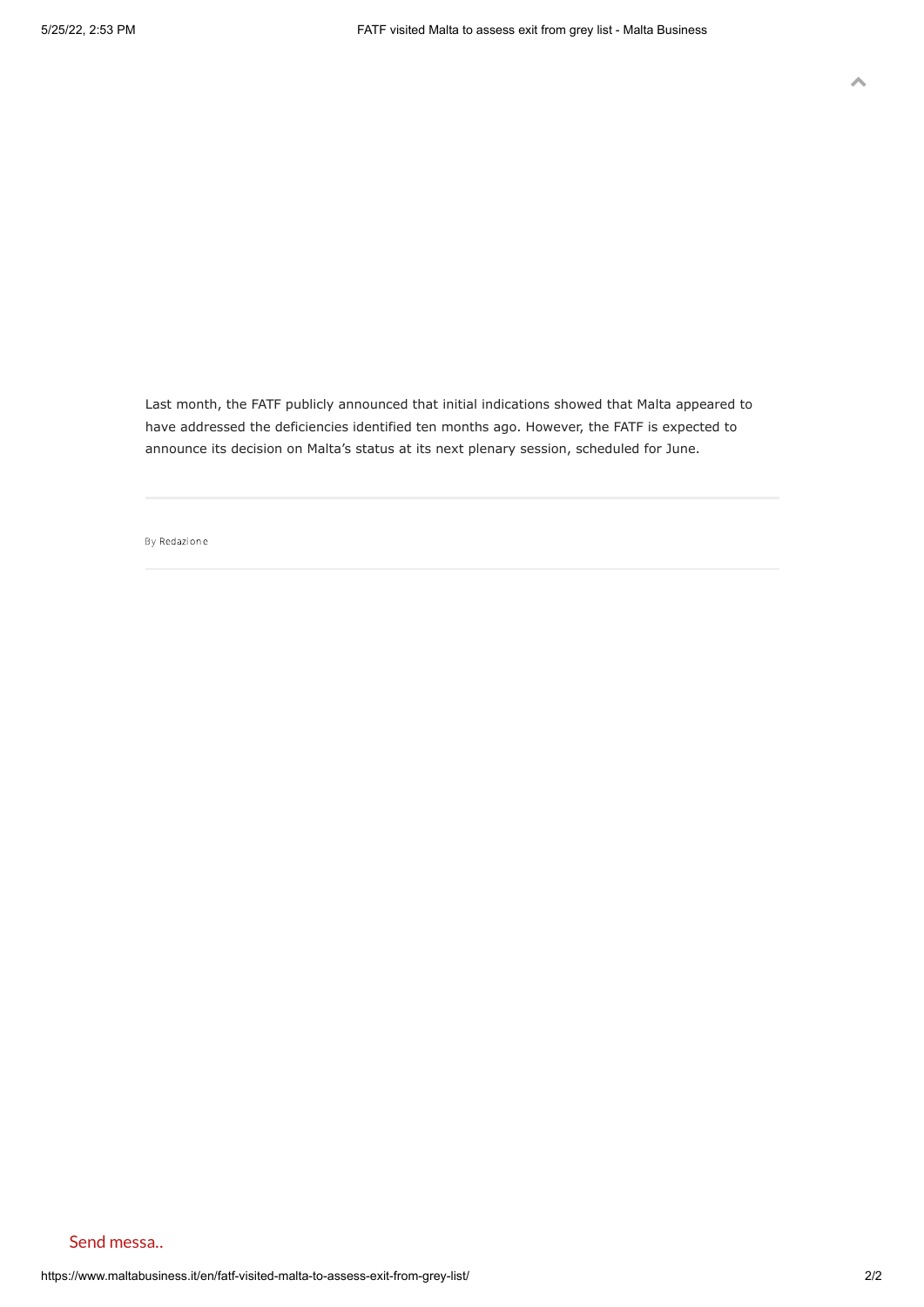Last month, the FATF publicly announced that initial indications showed that Malta appeared to have addressed the deficiencies identified ten months ago. However, the FATF is expected to announce its decision on Malta's status at its next plenary session, scheduled for June.

By Redazione